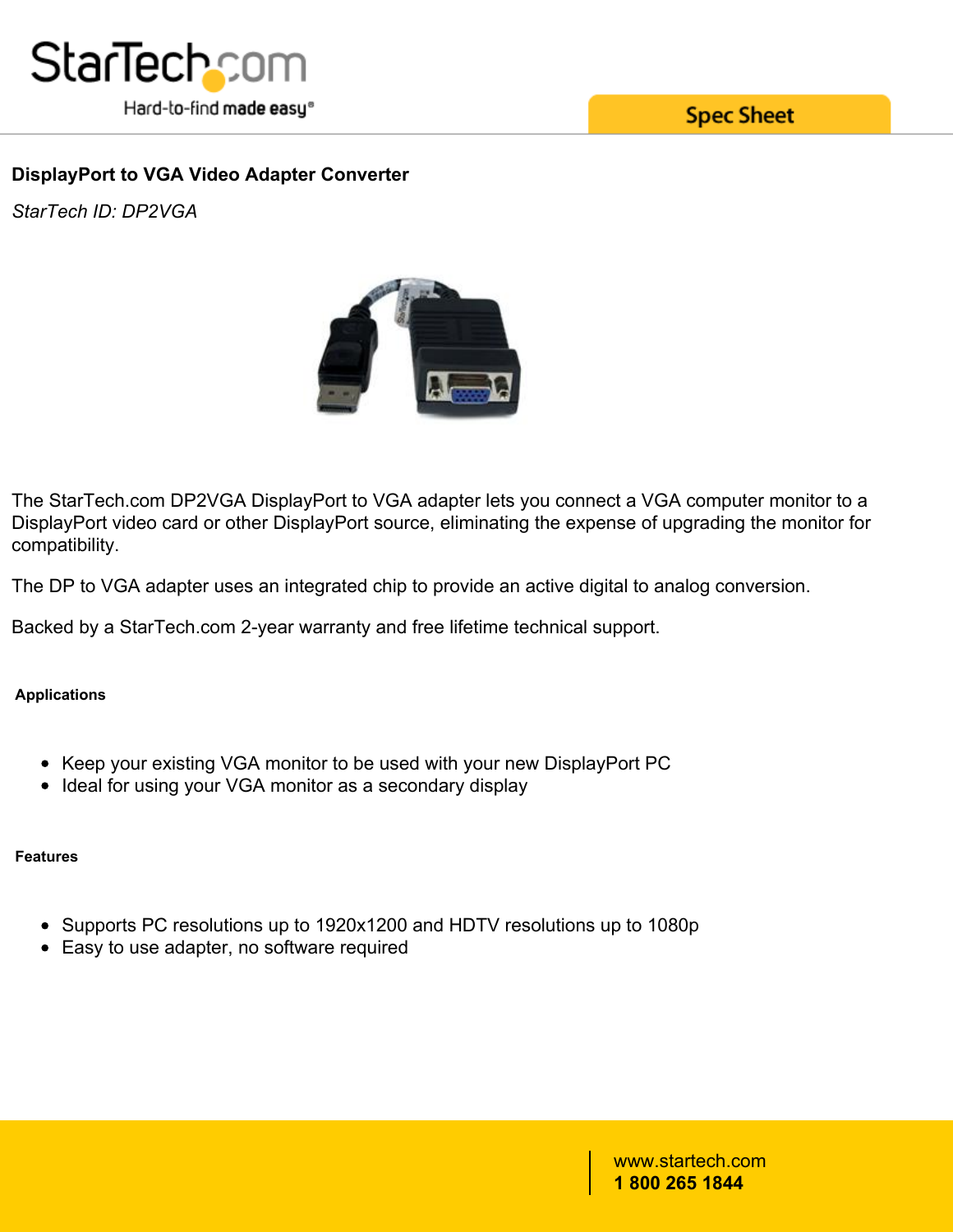# DisplayPort to VGA Video Adapter Converter

*StarTech ID: DP2VGA*

The StarTech.com DP2VGA DisplayPort to VGA adapter lets you connect a VGA computer monitor to a DisplayPort video card or other DisplayPort source, eliminating the expense of upgrading the monitor for compatibility.

The DP to VGA adapter uses an integrated chip to provide an active digital to analog conversion.

Backed by a StarTech.com 2-year warranty and free lifetime technical support.

## Applications

- Keep your existing VGA monitor to be used with your new DisplayPort PC
- Ideal for using your VGA monitor as a secondary display

## Features

- Supports PC resolutions up to 1920x1200 and HDTV resolutions up to 1080p
- Easy to use adapter, no software required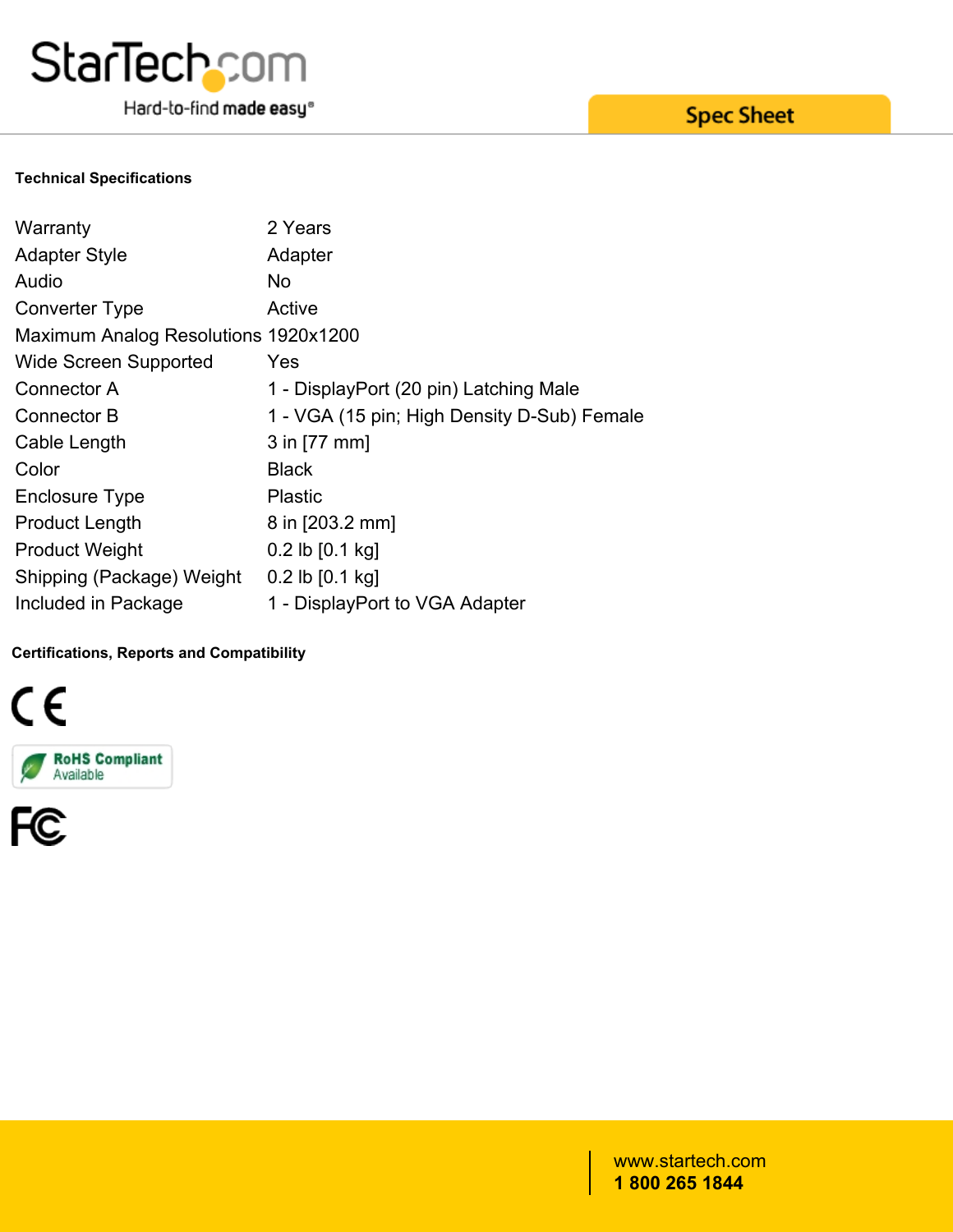## Technical Specifications

| | |
|---|---|
| Warranty | 2 Years |
| Adapter Style | Adapter |
| Audio | No |
| Converter Type | Active |
| Maximum Analog Resolutions | 1920x1200 |
| Wide Screen Supported | Yes |
| Connector A | 1 - DisplayPort (20 pin) Latching Male |
| Connector B | 1 - VGA (15 pin; High Density D-Sub) Female |
| Cable Length | 3 in [77 mm] |
| Color | Black |
| Enclosure Type | Plastic |
| Product Length | 8 in [203.2 mm] |
| Product Weight | 0.2 lb [0.1 kg] |
| Shipping (Package) Weight | 0.2 lb [0.1 kg] |
| Included in Package | 1 - DisplayPort to VGA Adapter |

## Certifications, Reports and Compatibility

CE

RoHS Compliant Available

FC

www.startech.com
**1 800 265 1844**